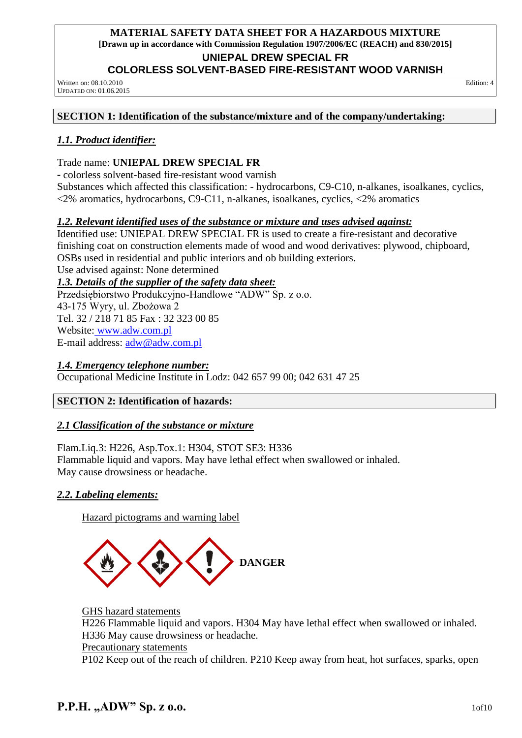**MATERIAL SAFETY DATA SHEET FOR A HAZARDOUS MIXTURE**
**[Drawn up in accordance with Commission Regulation 1907/2006/EC (REACH) and 830/2015]**

# UNIEPAL DREW SPECIAL FR
# COLORLESS SOLVENT-BASED FIRE-RESISTANT WOOD VARNISH

Written on: 08.10.2010
UPDATED ON: 01.06.2015

Edition: 4

## SECTION 1: Identification of the substance/mixture and of the company/undertaking:

### *1.1. Product identifier:*

Trade name: **UNIEPAL DREW SPECIAL FR**
**-** colorless solvent-based fire-resistant wood varnish
Substances which affected this classification: - hydrocarbons, C9-C10, n-alkanes, isoalkanes, cyclics, <2% aromatics, hydrocarbons, C9-C11, n-alkanes, isoalkanes, cyclics, <2% aromatics

### *1.2. Relevant identified uses of the substance or mixture and uses advised against:*

Identified use: UNIEPAL DREW SPECIAL FR is used to create a fire-resistant and decorative finishing coat on construction elements made of wood and wood derivatives: plywood, chipboard, OSBs used in residential and public interiors and ob building exteriors.
Use advised against: None determined

### *1.3. Details of the supplier of the safety data sheet:*

Przedsiębiorstwo Produkcyjno-Handlowe "ADW" Sp. z o.o.
43-175 Wyry, ul. Zbożowa 2
Tel. 32 / 218 71 85 Fax : 32 323 00 85
Website: www.adw.com.pl
E-mail address: adw@adw.com.pl

### *1.4. Emergency telephone number:*

Occupational Medicine Institute in Lodz: 042 657 99 00; 042 631 47 25

## SECTION 2: Identification of hazards:

### *2.1 Classification of the substance or mixture*

Flam.Liq.3: H226, Asp.Tox.1: H304, STOT SE3: H336
Flammable liquid and vapors. May have lethal effect when swallowed or inhaled.
May cause drowsiness or headache.

### *2.2. Labeling elements:*

Hazard pictograms and warning label

**DANGER**

GHS hazard statements
H226 Flammable liquid and vapors. H304 May have lethal effect when swallowed or inhaled. H336 May cause drowsiness or headache.
Precautionary statements
P102 Keep out of the reach of children. P210 Keep away from heat, hot surfaces, sparks, open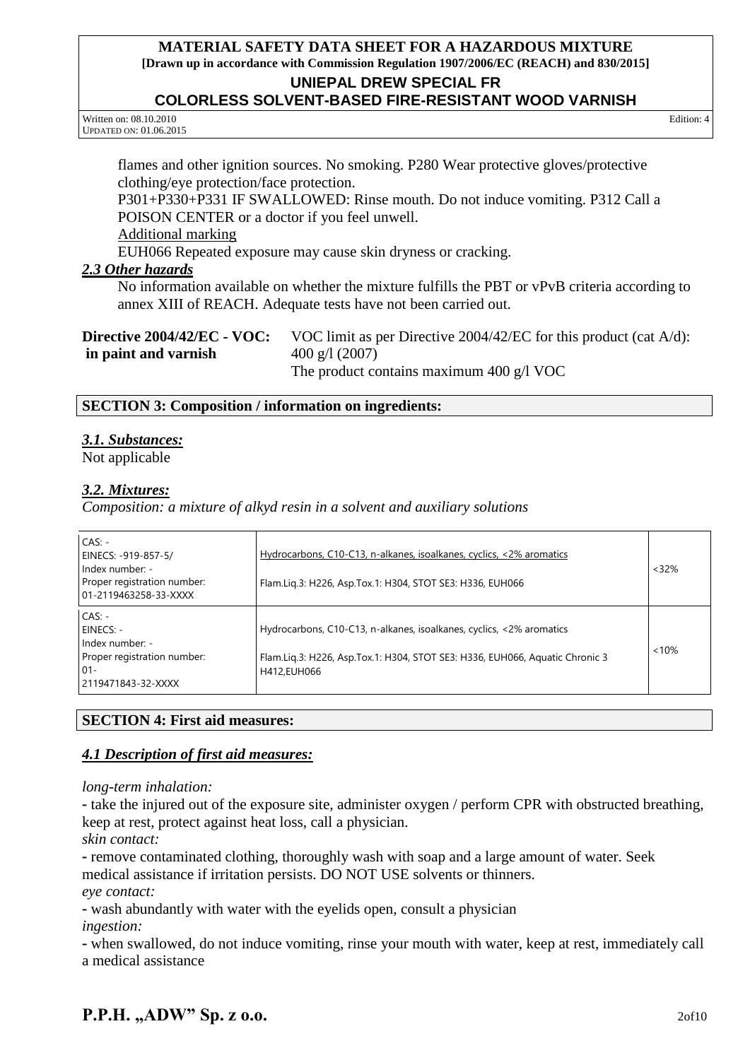flames and other ignition sources. No smoking. P280 Wear protective gloves/protective clothing/eye protection/face protection.

P301+P330+P331 IF SWALLOWED: Rinse mouth. Do not induce vomiting. P312 Call a POISON CENTER or a doctor if you feel unwell.

Additional marking

EUH066 Repeated exposure may cause skin dryness or cracking.

### *2.3 Other hazards*

No information available on whether the mixture fulfills the PBT or vPvB criteria according to annex XIII of REACH. Adequate tests have not been carried out.

| **Directive 2004/42/EC - VOC: in paint and varnish** | VOC limit as per Directive 2004/42/EC for this product (cat A/d): 400 g/l (2007)<br>The product contains maximum 400 g/l VOC |
|---|---|

## SECTION 3: Composition / information on ingredients:

### *3.1. Substances:*

Not applicable

### *3.2. Mixtures:*

*Composition: a mixture of alkyd resin in a solvent and auxiliary solutions*

| Identifiers | Name / Classification | Content |
|---|---|---|
| CAS: -<br>EINECS: -919-857-5/<br>Index number: -<br>Proper registration number: 01-2119463258-33-XXXX | Hydrocarbons, C10-C13, n-alkanes, isoalkanes, cyclics, <2% aromatics<br>Flam.Liq.3: H226, Asp.Tox.1: H304, STOT SE3: H336, EUH066 | <32% |
| CAS: -<br>EINECS: -<br>Index number: -<br>Proper registration number: 01-2119471843-32-XXXX | Hydrocarbons, C10-C13, n-alkanes, isoalkanes, cyclics, <2% aromatics<br>Flam.Liq.3: H226, Asp.Tox.1: H304, STOT SE3: H336, EUH066, Aquatic Chronic 3 H412,EUH066 | <10% |

## SECTION 4: First aid measures:

### *4.1 Description of first aid measures:*

*long-term inhalation:*

- take the injured out of the exposure site, administer oxygen / perform CPR with obstructed breathing, keep at rest, protect against heat loss, call a physician.

*skin contact:*

- remove contaminated clothing, thoroughly wash with soap and a large amount of water. Seek medical assistance if irritation persists. DO NOT USE solvents or thinners.

*eye contact:*

- wash abundantly with water with the eyelids open, consult a physician

*ingestion:*

- when swallowed, do not induce vomiting, rinse your mouth with water, keep at rest, immediately call a medical assistance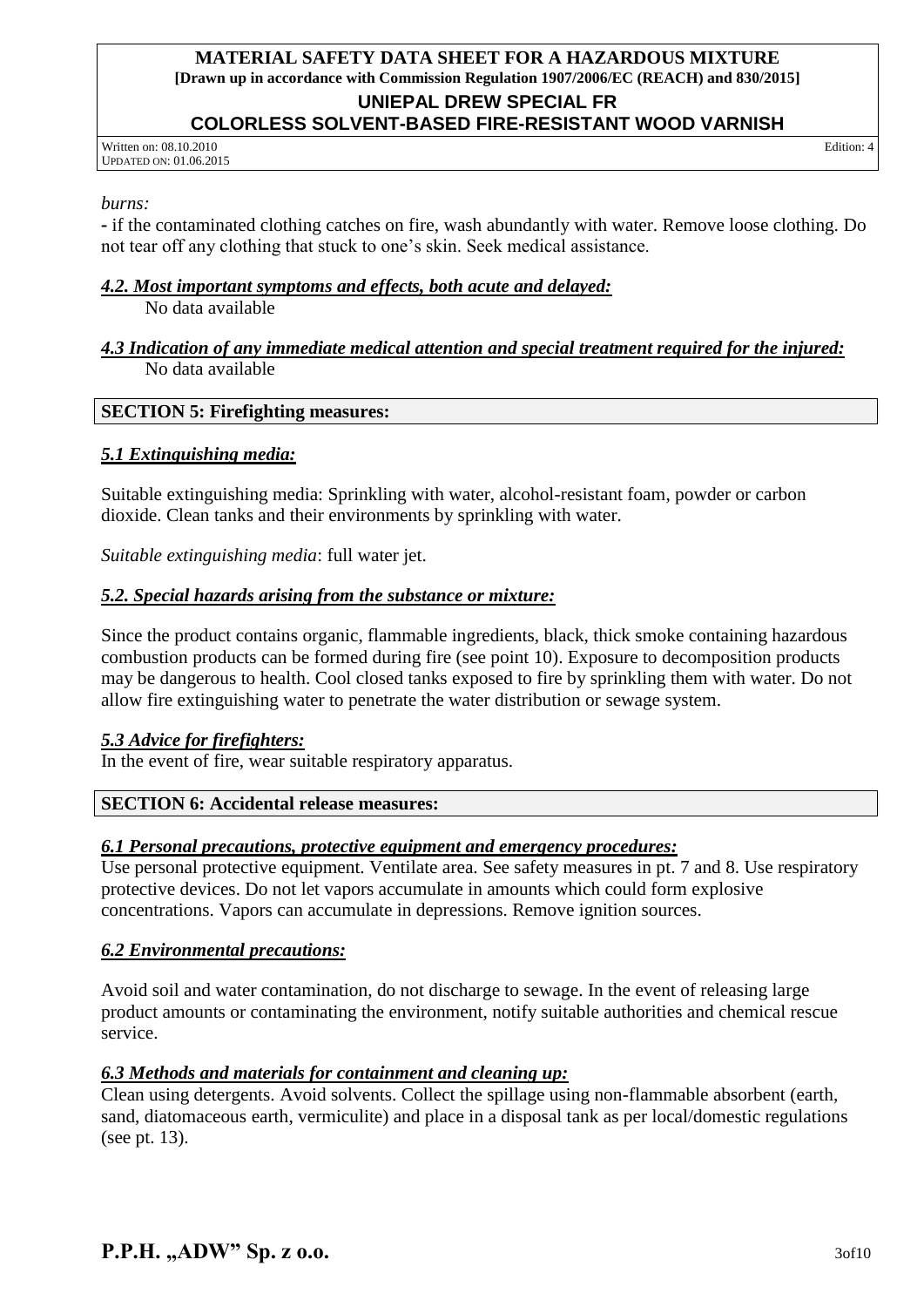*burns:*

**-** if the contaminated clothing catches on fire, wash abundantly with water. Remove loose clothing. Do not tear off any clothing that stuck to one's skin. Seek medical assistance.

### *4.2. Most important symptoms and effects, both acute and delayed:*

No data available

### *4.3 Indication of any immediate medical attention and special treatment required for the injured:*

No data available

## SECTION 5: Firefighting measures:

### *5.1 Extinguishing media:*

Suitable extinguishing media: Sprinkling with water, alcohol-resistant foam, powder or carbon dioxide. Clean tanks and their environments by sprinkling with water.

*Suitable extinguishing media*: full water jet.

### *5.2. Special hazards arising from the substance or mixture:*

Since the product contains organic, flammable ingredients, black, thick smoke containing hazardous combustion products can be formed during fire (see point 10). Exposure to decomposition products may be dangerous to health. Cool closed tanks exposed to fire by sprinkling them with water. Do not allow fire extinguishing water to penetrate the water distribution or sewage system.

### *5.3 Advice for firefighters:*

In the event of fire, wear suitable respiratory apparatus.

## SECTION 6: Accidental release measures:

### *6.1 Personal precautions, protective equipment and emergency procedures:*

Use personal protective equipment. Ventilate area. See safety measures in pt. 7 and 8. Use respiratory protective devices. Do not let vapors accumulate in amounts which could form explosive concentrations. Vapors can accumulate in depressions. Remove ignition sources.

### *6.2 Environmental precautions:*

Avoid soil and water contamination, do not discharge to sewage. In the event of releasing large product amounts or contaminating the environment, notify suitable authorities and chemical rescue service.

### *6.3 Methods and materials for containment and cleaning up:*

Clean using detergents. Avoid solvents. Collect the spillage using non-flammable absorbent (earth, sand, diatomaceous earth, vermiculite) and place in a disposal tank as per local/domestic regulations (see pt. 13).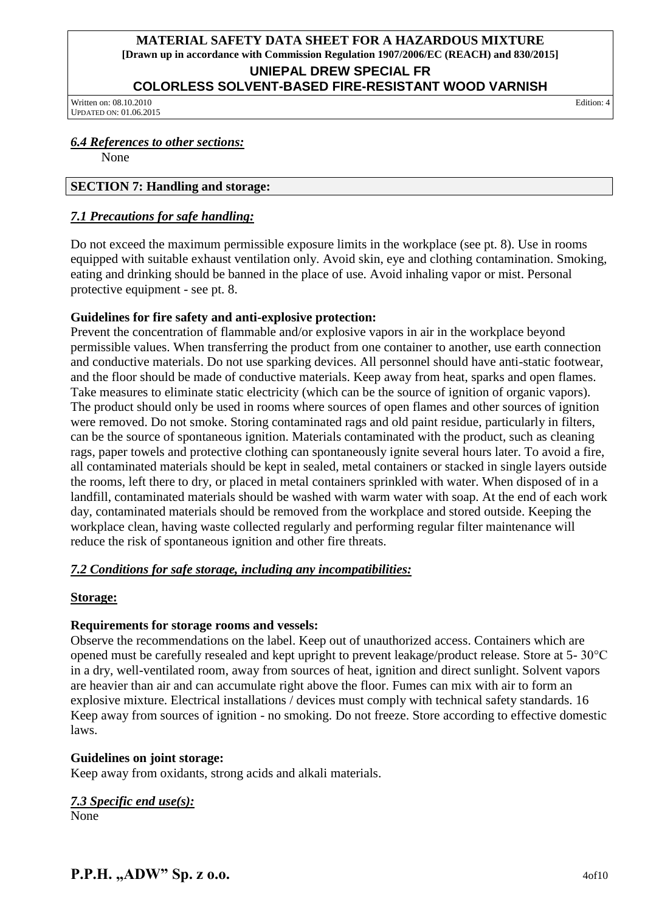### *6.4 References to other sections:*

None

## SECTION 7: Handling and storage:

### *7.1 Precautions for safe handling:*

Do not exceed the maximum permissible exposure limits in the workplace (see pt. 8). Use in rooms equipped with suitable exhaust ventilation only. Avoid skin, eye and clothing contamination. Smoking, eating and drinking should be banned in the place of use. Avoid inhaling vapor or mist. Personal protective equipment - see pt. 8.

**Guidelines for fire safety and anti-explosive protection:**

Prevent the concentration of flammable and/or explosive vapors in air in the workplace beyond permissible values. When transferring the product from one container to another, use earth connection and conductive materials. Do not use sparking devices. All personnel should have anti-static footwear, and the floor should be made of conductive materials. Keep away from heat, sparks and open flames. Take measures to eliminate static electricity (which can be the source of ignition of organic vapors). The product should only be used in rooms where sources of open flames and other sources of ignition were removed. Do not smoke. Storing contaminated rags and old paint residue, particularly in filters, can be the source of spontaneous ignition. Materials contaminated with the product, such as cleaning rags, paper towels and protective clothing can spontaneously ignite several hours later. To avoid a fire, all contaminated materials should be kept in sealed, metal containers or stacked in single layers outside the rooms, left there to dry, or placed in metal containers sprinkled with water. When disposed of in a landfill, contaminated materials should be washed with warm water with soap. At the end of each work day, contaminated materials should be removed from the workplace and stored outside. Keeping the workplace clean, having waste collected regularly and performing regular filter maintenance will reduce the risk of spontaneous ignition and other fire threats.

### *7.2 Conditions for safe storage, including any incompatibilities:*

**Storage:**

**Requirements for storage rooms and vessels:**

Observe the recommendations on the label. Keep out of unauthorized access. Containers which are opened must be carefully resealed and kept upright to prevent leakage/product release. Store at 5- 30°C in a dry, well-ventilated room, away from sources of heat, ignition and direct sunlight. Solvent vapors are heavier than air and can accumulate right above the floor. Fumes can mix with air to form an explosive mixture. Electrical installations / devices must comply with technical safety standards. 16 Keep away from sources of ignition - no smoking. Do not freeze. Store according to effective domestic laws.

**Guidelines on joint storage:**

Keep away from oxidants, strong acids and alkali materials.

### *7.3 Specific end use(s):*

None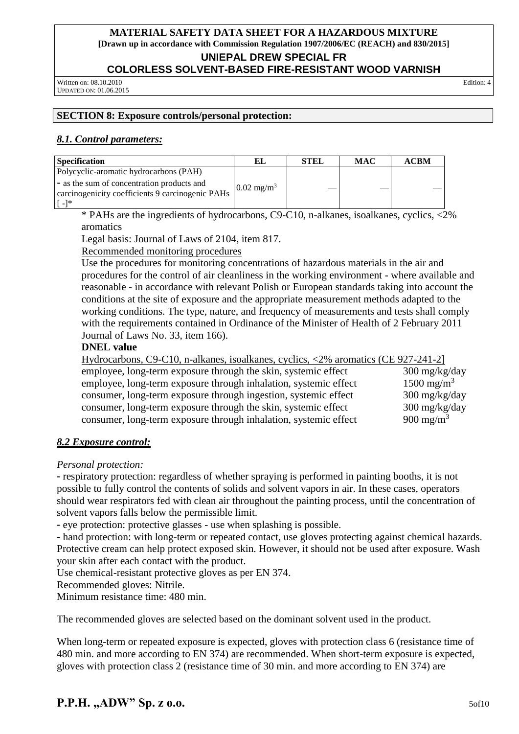## SECTION 8: Exposure controls/personal protection:

### *8.1. Control parameters:*

| Specification | EL | STEL | MAC | ACBM |
|---|---|---|---|---|
| Polycyclic-aromatic hydrocarbons (PAH) - as the sum of concentration products and carcinogenicity coefficients 9 carcinogenic PAHs [ -]* | 0.02 $mg/m^3$ | — | — | — |

\* PAHs are the ingredients of hydrocarbons, C9-C10, n-alkanes, isoalkanes, cyclics, <2% aromatics

Legal basis: Journal of Laws of 2104, item 817.

Recommended monitoring procedures

Use the procedures for monitoring concentrations of hazardous materials in the air and procedures for the control of air cleanliness in the working environment - where available and reasonable - in accordance with relevant Polish or European standards taking into account the conditions at the site of exposure and the appropriate measurement methods adapted to the working conditions. The type, nature, and frequency of measurements and tests shall comply with the requirements contained in Ordinance of the Minister of Health of 2 February 2011 Journal of Laws No. 33, item 166).

**DNEL value**

Hydrocarbons, C9-C10, n-alkanes, isoalkanes, cyclics, <2% aromatics (CE 927-241-2]

| | |
|---|---|
| employee, long-term exposure through the skin, systemic effect | 300 mg/kg/day |
| employee, long-term exposure through inhalation, systemic effect | 1500 $mg/m^3$ |
| consumer, long-term exposure through ingestion, systemic effect | 300 mg/kg/day |
| consumer, long-term exposure through the skin, systemic effect | 300 mg/kg/day |
| consumer, long-term exposure through inhalation, systemic effect | 900 $mg/m^3$ |

### *8.2 Exposure control:*

*Personal protection:*

- respiratory protection: regardless of whether spraying is performed in painting booths, it is not possible to fully control the contents of solids and solvent vapors in air. In these cases, operators should wear respirators fed with clean air throughout the painting process, until the concentration of solvent vapors falls below the permissible limit.
- eye protection: protective glasses - use when splashing is possible.
- hand protection: with long-term or repeated contact, use gloves protecting against chemical hazards. Protective cream can help protect exposed skin. However, it should not be used after exposure. Wash your skin after each contact with the product.

Use chemical-resistant protective gloves as per EN 374.
Recommended gloves: Nitrile.
Minimum resistance time: 480 min.

The recommended gloves are selected based on the dominant solvent used in the product.

When long-term or repeated exposure is expected, gloves with protection class 6 (resistance time of 480 min. and more according to EN 374) are recommended. When short-term exposure is expected, gloves with protection class 2 (resistance time of 30 min. and more according to EN 374) are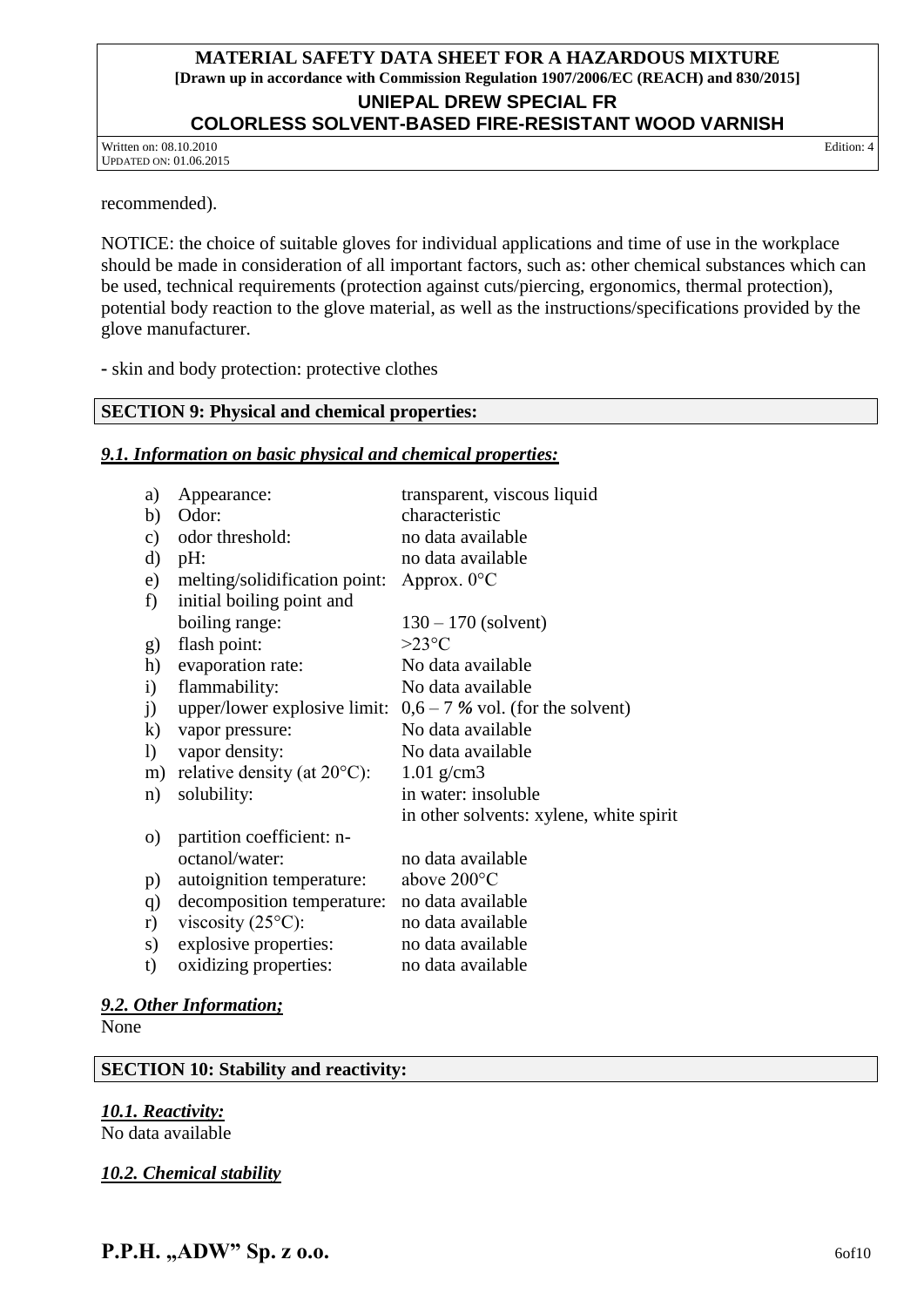recommended).

NOTICE: the choice of suitable gloves for individual applications and time of use in the workplace should be made in consideration of all important factors, such as: other chemical substances which can be used, technical requirements (protection against cuts/piercing, ergonomics, thermal protection), potential body reaction to the glove material, as well as the instructions/specifications provided by the glove manufacturer.

- skin and body protection: protective clothes

## SECTION 9: Physical and chemical properties:

### *9.1. Information on basic physical and chemical properties:*

| | | |
|---|---|---|
| a) | Appearance: | transparent, viscous liquid |
| b) | Odor: | characteristic |
| c) | odor threshold: | no data available |
| d) | pH: | no data available |
| e) | melting/solidification point: | Approx. 0°C |
| f) | initial boiling point and boiling range: | 130 – 170 (solvent) |
| g) | flash point: | >23°C |
| h) | evaporation rate: | No data available |
| i) | flammability: | No data available |
| j) | upper/lower explosive limit: | 0,6 – 7 *%* vol. (for the solvent) |
| k) | vapor pressure: | No data available |
| l) | vapor density: | No data available |
| m) | relative density (at 20°C): | 1.01 g/cm3 |
| n) | solubility: | in water: insoluble<br>in other solvents: xylene, white spirit |
| o) | partition coefficient: n-octanol/water: | no data available |
| p) | autoignition temperature: | above 200°C |
| q) | decomposition temperature: | no data available |
| r) | viscosity (25°C): | no data available |
| s) | explosive properties: | no data available |
| t) | oxidizing properties: | no data available |

### *9.2. Other Information;*

None

## SECTION 10: Stability and reactivity:

### *10.1. Reactivity:*

No data available

### *10.2. Chemical stability*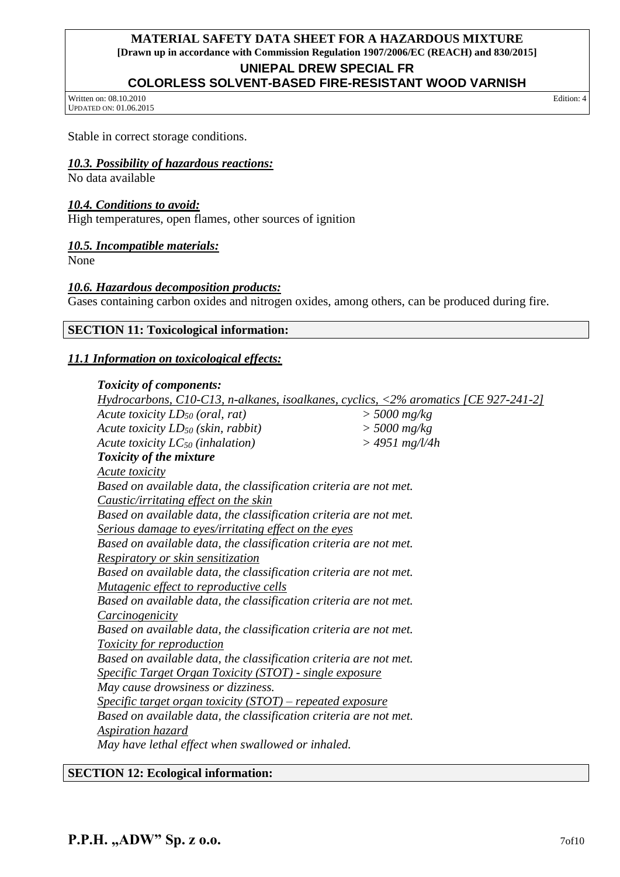Stable in correct storage conditions.

### *10.3. Possibility of hazardous reactions:*

No data available

### *10.4. Conditions to avoid:*

High temperatures, open flames, other sources of ignition

### *10.5. Incompatible materials:*

None

### *10.6. Hazardous decomposition products:*

Gases containing carbon oxides and nitrogen oxides, among others, can be produced during fire.

## SECTION 11: Toxicological information:

### *11.1 Information on toxicological effects:*

***Toxicity of components:***

*Hydrocarbons, C10-C13, n-alkanes, isoalkanes, cyclics, <2% aromatics [CE 927-241-2]*

| | |
|---|---|
| *Acute toxicity $LD_{50}$ (oral, rat)* | *> 5000 mg/kg* |
| *Acute toxicity $LD_{50}$ (skin, rabbit)* | *> 5000 mg/kg* |
| *Acute toxicity $LC_{50}$ (inhalation)* | *> 4951 mg/l/4h* |

***Toxicity of the mixture***

*Acute toxicity*
*Based on available data, the classification criteria are not met.*

*Caustic/irritating effect on the skin*
*Based on available data, the classification criteria are not met.*

*Serious damage to eyes/irritating effect on the eyes*
*Based on available data, the classification criteria are not met.*

*Respiratory or skin sensitization*
*Based on available data, the classification criteria are not met.*

*Mutagenic effect to reproductive cells*
*Based on available data, the classification criteria are not met.*

*Carcinogenicity*
*Based on available data, the classification criteria are not met.*

*Toxicity for reproduction*
*Based on available data, the classification criteria are not met.*

*Specific Target Organ Toxicity (STOT) - single exposure*
*May cause drowsiness or dizziness.*

*Specific target organ toxicity (STOT) – repeated exposure*
*Based on available data, the classification criteria are not met.*

*Aspiration hazard*
*May have lethal effect when swallowed or inhaled.*

## SECTION 12: Ecological information: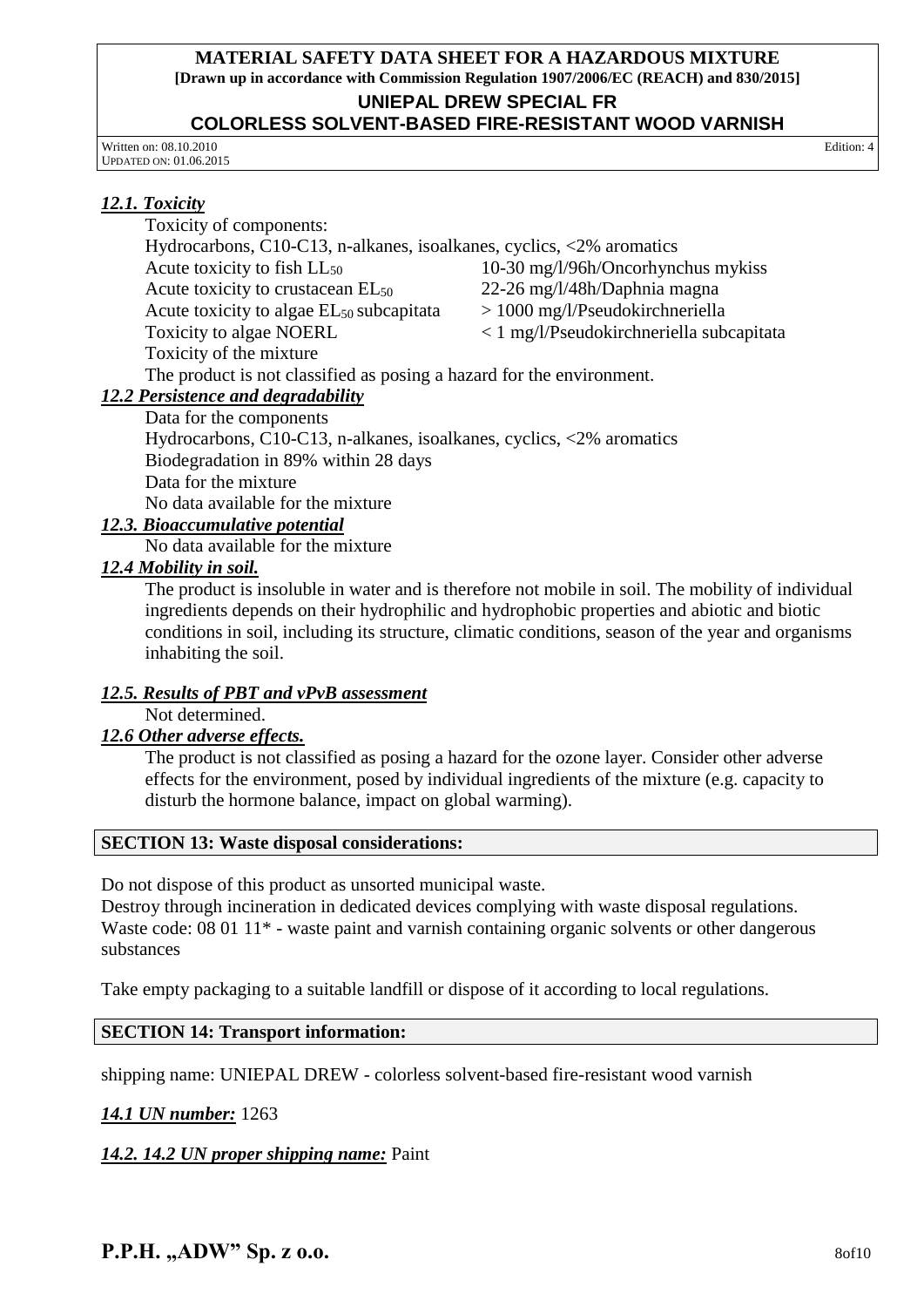### *12.1. Toxicity*

Toxicity of components:

Hydrocarbons, C10-C13, n-alkanes, isoalkanes, cyclics, <2% aromatics

| | |
|---|---|
| Acute toxicity to fish $LL_{50}$ | 10-30 mg/l/96h/Oncorhynchus mykiss |
| Acute toxicity to crustacean $EL_{50}$ | 22-26 mg/l/48h/Daphnia magna |
| Acute toxicity to algae $EL_{50}$ subcapitata | > 1000 mg/l/Pseudokirchneriella |
| Toxicity to algae NOERL | < 1 mg/l/Pseudokirchneriella subcapitata |

Toxicity of the mixture

The product is not classified as posing a hazard for the environment.

### *12.2 Persistence and degradability*

Data for the components

Hydrocarbons, C10-C13, n-alkanes, isoalkanes, cyclics, <2% aromatics

Biodegradation in 89% within 28 days

Data for the mixture

No data available for the mixture

### *12.3. Bioaccumulative potential*

No data available for the mixture

### *12.4 Mobility in soil.*

The product is insoluble in water and is therefore not mobile in soil. The mobility of individual ingredients depends on their hydrophilic and hydrophobic properties and abiotic and biotic conditions in soil, including its structure, climatic conditions, season of the year and organisms inhabiting the soil.

### *12.5. Results of PBT and vPvB assessment*

Not determined.

### *12.6 Other adverse effects.*

The product is not classified as posing a hazard for the ozone layer. Consider other adverse effects for the environment, posed by individual ingredients of the mixture (e.g. capacity to disturb the hormone balance, impact on global warming).

## SECTION 13: Waste disposal considerations:

Do not dispose of this product as unsorted municipal waste.

Destroy through incineration in dedicated devices complying with waste disposal regulations.

Waste code: 08 01 11* - waste paint and varnish containing organic solvents or other dangerous substances

Take empty packaging to a suitable landfill or dispose of it according to local regulations.

## SECTION 14: Transport information:

shipping name: UNIEPAL DREW - colorless solvent-based fire-resistant wood varnish

***14.1 UN number:*** 1263

***14.2. 14.2 UN proper shipping name:*** Paint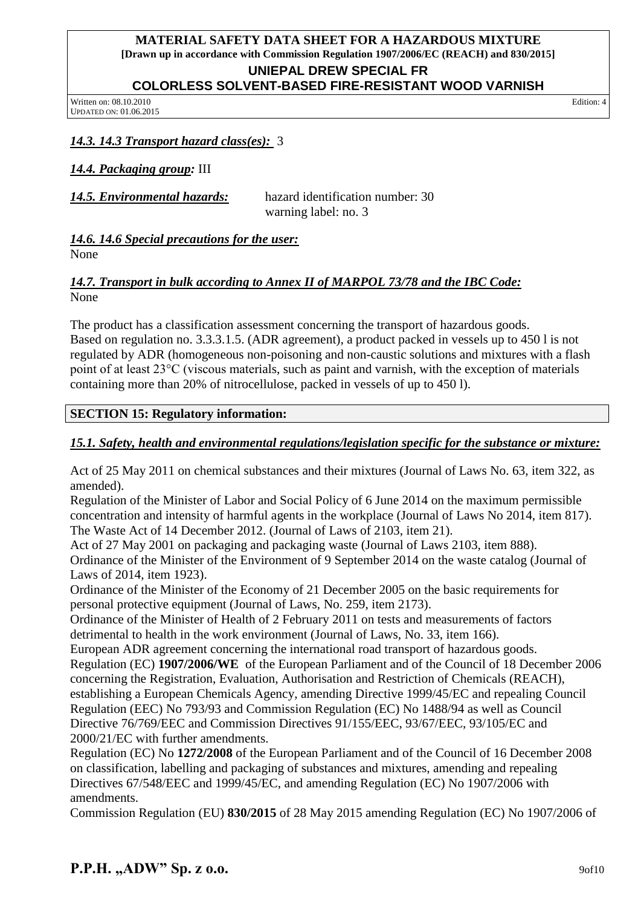***14.3. 14.3 Transport hazard class(es):*** 3

***14.4. Packaging group:*** III

***14.5. Environmental hazards:*** hazard identification number: 30
warning label: no. 3

***14.6. 14.6 Special precautions for the user:***
None

***14.7. Transport in bulk according to Annex II of MARPOL 73/78 and the IBC Code:***
None

The product has a classification assessment concerning the transport of hazardous goods.
Based on regulation no. 3.3.3.1.5. (ADR agreement), a product packed in vessels up to 450 l is not regulated by ADR (homogeneous non-poisoning and non-caustic solutions and mixtures with a flash point of at least 23°C (viscous materials, such as paint and varnish, with the exception of materials containing more than 20% of nitrocellulose, packed in vessels of up to 450 l).

## SECTION 15: Regulatory information:

***15.1. Safety, health and environmental regulations/legislation specific for the substance or mixture:***

Act of 25 May 2011 on chemical substances and their mixtures (Journal of Laws No. 63, item 322, as amended).
Regulation of the Minister of Labor and Social Policy of 6 June 2014 on the maximum permissible concentration and intensity of harmful agents in the workplace (Journal of Laws No 2014, item 817).
The Waste Act of 14 December 2012. (Journal of Laws of 2103, item 21).
Act of 27 May 2001 on packaging and packaging waste (Journal of Laws 2103, item 888).
Ordinance of the Minister of the Environment of 9 September 2014 on the waste catalog (Journal of Laws of 2014, item 1923).
Ordinance of the Minister of the Economy of 21 December 2005 on the basic requirements for personal protective equipment (Journal of Laws, No. 259, item 2173).
Ordinance of the Minister of Health of 2 February 2011 on tests and measurements of factors detrimental to health in the work environment (Journal of Laws, No. 33, item 166).
European ADR agreement concerning the international road transport of hazardous goods.
Regulation (EC) **1907/2006/WE** of the European Parliament and of the Council of 18 December 2006 concerning the Registration, Evaluation, Authorisation and Restriction of Chemicals (REACH), establishing a European Chemicals Agency, amending Directive 1999/45/EC and repealing Council Regulation (EEC) No 793/93 and Commission Regulation (EC) No 1488/94 as well as Council Directive 76/769/EEC and Commission Directives 91/155/EEC, 93/67/EEC, 93/105/EC and 2000/21/EC with further amendments.
Regulation (EC) No **1272/2008** of the European Parliament and of the Council of 16 December 2008 on classification, labelling and packaging of substances and mixtures, amending and repealing Directives 67/548/EEC and 1999/45/EC, and amending Regulation (EC) No 1907/2006 with amendments.
Commission Regulation (EU) **830/2015** of 28 May 2015 amending Regulation (EC) No 1907/2006 of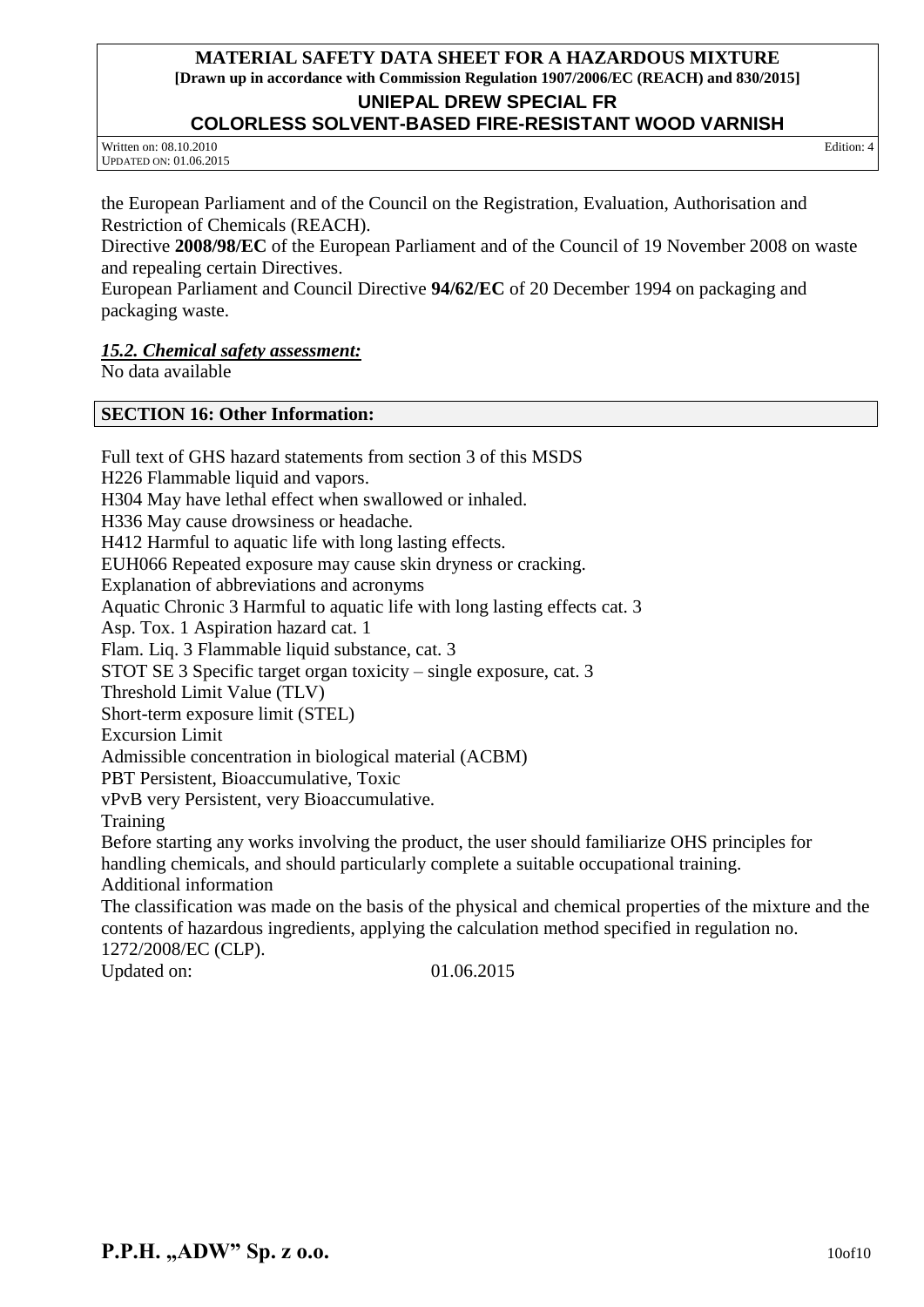the European Parliament and of the Council on the Registration, Evaluation, Authorisation and Restriction of Chemicals (REACH).

Directive **2008/98/EC** of the European Parliament and of the Council of 19 November 2008 on waste and repealing certain Directives.

European Parliament and Council Directive **94/62/EC** of 20 December 1994 on packaging and packaging waste.

### *15.2. Chemical safety assessment:*

No data available

## SECTION 16: Other Information:

Full text of GHS hazard statements from section 3 of this MSDS

H226 Flammable liquid and vapors.

H304 May have lethal effect when swallowed or inhaled.

H336 May cause drowsiness or headache.

H412 Harmful to aquatic life with long lasting effects.

EUH066 Repeated exposure may cause skin dryness or cracking.

Explanation of abbreviations and acronyms

Aquatic Chronic 3 Harmful to aquatic life with long lasting effects cat. 3

Asp. Tox. 1 Aspiration hazard cat. 1

Flam. Liq. 3 Flammable liquid substance, cat. 3

STOT SE 3 Specific target organ toxicity – single exposure, cat. 3

Threshold Limit Value (TLV)

Short-term exposure limit (STEL)

Excursion Limit

Admissible concentration in biological material (ACBM)

PBT Persistent, Bioaccumulative, Toxic

vPvB very Persistent, very Bioaccumulative.

Training

Before starting any works involving the product, the user should familiarize OHS principles for handling chemicals, and should particularly complete a suitable occupational training.

Additional information

The classification was made on the basis of the physical and chemical properties of the mixture and the contents of hazardous ingredients, applying the calculation method specified in regulation no. 1272/2008/EC (CLP).

Updated on: 01.06.2015